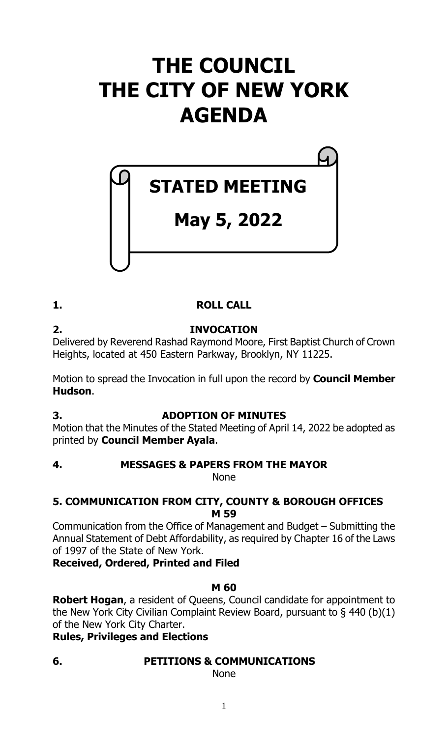# THE COUNCIL
# THE CITY OF NEW YORK
# AGENDA

## STATED MEETING

## May 5, 2022

**1.** **ROLL CALL**

**2.** **INVOCATION**

Delivered by Reverend Rashad Raymond Moore, First Baptist Church of Crown Heights, located at 450 Eastern Parkway, Brooklyn, NY 11225.

Motion to spread the Invocation in full upon the record by **Council Member Hudson**.

**3.** **ADOPTION OF MINUTES**

Motion that the Minutes of the Stated Meeting of April 14, 2022 be adopted as printed by **Council Member Ayala**.

**4.** **MESSAGES & PAPERS FROM THE MAYOR**

None

**5. COMMUNICATION FROM CITY, COUNTY & BOROUGH OFFICES**

**M 59**

Communication from the Office of Management and Budget – Submitting the Annual Statement of Debt Affordability, as required by Chapter 16 of the Laws of 1997 of the State of New York.

**Received, Ordered, Printed and Filed**

**M 60**

**Robert Hogan**, a resident of Queens, Council candidate for appointment to the New York City Civilian Complaint Review Board, pursuant to § 440 (b)(1) of the New York City Charter.

**Rules, Privileges and Elections**

**6.** **PETITIONS & COMMUNICATIONS**

None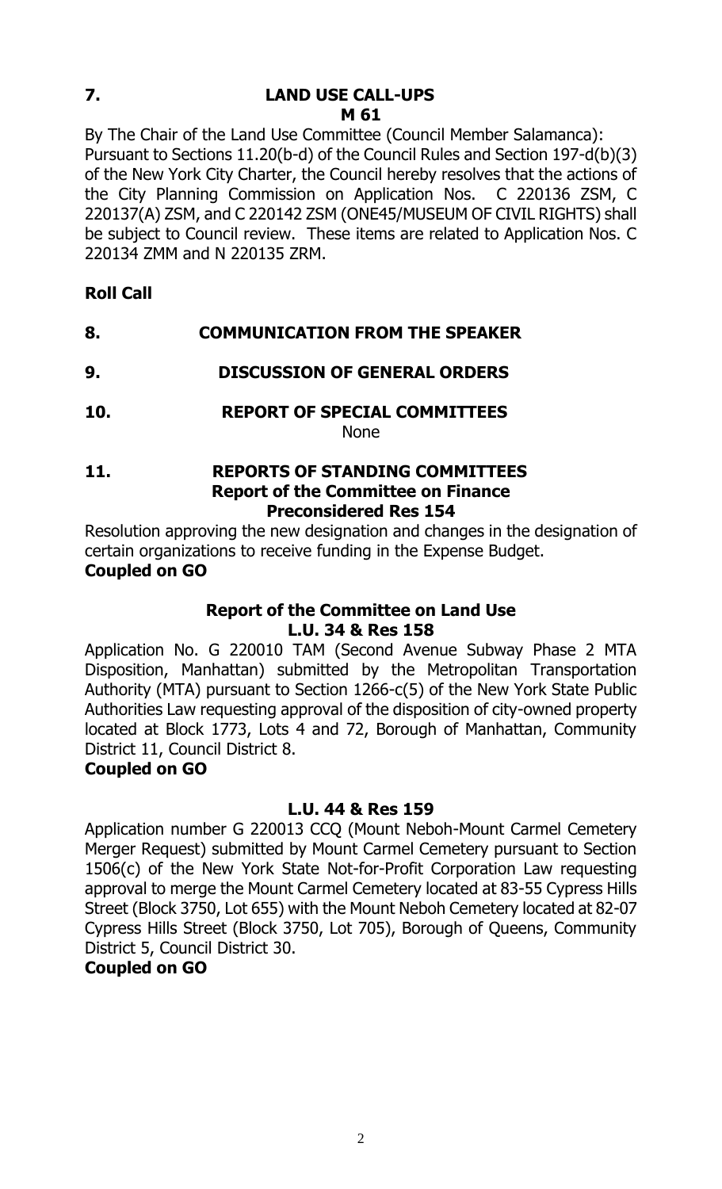## 7. LAND USE CALL-UPS

### M 61

By The Chair of the Land Use Committee (Council Member Salamanca): Pursuant to Sections 11.20(b-d) of the Council Rules and Section 197-d(b)(3) of the New York City Charter, the Council hereby resolves that the actions of the City Planning Commission on Application Nos. C 220136 ZSM, C 220137(A) ZSM, and C 220142 ZSM (ONE45/MUSEUM OF CIVIL RIGHTS) shall be subject to Council review. These items are related to Application Nos. C 220134 ZMM and N 220135 ZRM.

**Roll Call**

## 8. COMMUNICATION FROM THE SPEAKER

## 9. DISCUSSION OF GENERAL ORDERS

## 10. REPORT OF SPECIAL COMMITTEES

None

## 11. REPORTS OF STANDING COMMITTEES

### Report of the Committee on Finance

### Preconsidered Res 154

Resolution approving the new designation and changes in the designation of certain organizations to receive funding in the Expense Budget.

**Coupled on GO**

### Report of the Committee on Land Use

### L.U. 34 & Res 158

Application No. G 220010 TAM (Second Avenue Subway Phase 2 MTA Disposition, Manhattan) submitted by the Metropolitan Transportation Authority (MTA) pursuant to Section 1266-c(5) of the New York State Public Authorities Law requesting approval of the disposition of city-owned property located at Block 1773, Lots 4 and 72, Borough of Manhattan, Community District 11, Council District 8.

**Coupled on GO**

### L.U. 44 & Res 159

Application number G 220013 CCQ (Mount Neboh-Mount Carmel Cemetery Merger Request) submitted by Mount Carmel Cemetery pursuant to Section 1506(c) of the New York State Not-for-Profit Corporation Law requesting approval to merge the Mount Carmel Cemetery located at 83-55 Cypress Hills Street (Block 3750, Lot 655) with the Mount Neboh Cemetery located at 82-07 Cypress Hills Street (Block 3750, Lot 705), Borough of Queens, Community District 5, Council District 30.

**Coupled on GO**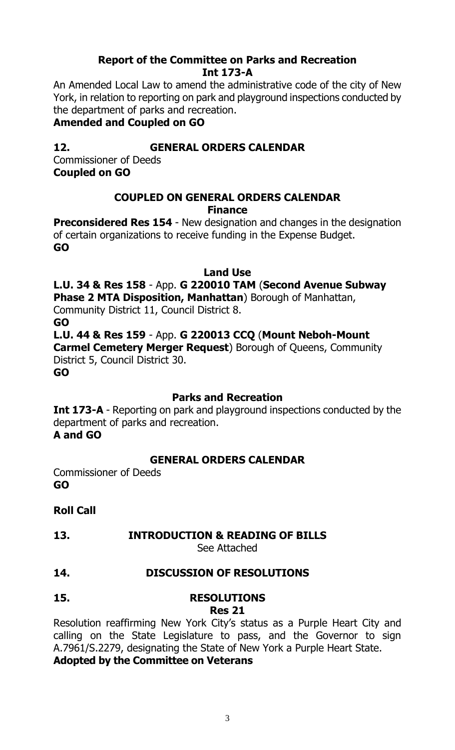**Report of the Committee on Parks and Recreation**
**Int 173-A**

An Amended Local Law to amend the administrative code of the city of New York, in relation to reporting on park and playground inspections conducted by the department of parks and recreation.

**Amended and Coupled on GO**

**12. GENERAL ORDERS CALENDAR**

Commissioner of Deeds
**Coupled on GO**

**COUPLED ON GENERAL ORDERS CALENDAR**

**Finance**

**Preconsidered Res 154** - New designation and changes in the designation of certain organizations to receive funding in the Expense Budget.
**GO**

**Land Use**

**L.U. 34 & Res 158** - App. **G 220010 TAM** (**Second Avenue Subway Phase 2 MTA Disposition, Manhattan**) Borough of Manhattan, Community District 11, Council District 8.
**GO**

**L.U. 44 & Res 159** - App. **G 220013 CCQ** (**Mount Neboh-Mount Carmel Cemetery Merger Request**) Borough of Queens, Community District 5, Council District 30.
**GO**

**Parks and Recreation**

**Int 173-A** - Reporting on park and playground inspections conducted by the department of parks and recreation.
**A and GO**

**GENERAL ORDERS CALENDAR**

Commissioner of Deeds
**GO**

**Roll Call**

**13. INTRODUCTION & READING OF BILLS**

See Attached

**14. DISCUSSION OF RESOLUTIONS**

**15. RESOLUTIONS**

**Res 21**

Resolution reaffirming New York City's status as a Purple Heart City and calling on the State Legislature to pass, and the Governor to sign A.7961/S.2279, designating the State of New York a Purple Heart State.

**Adopted by the Committee on Veterans**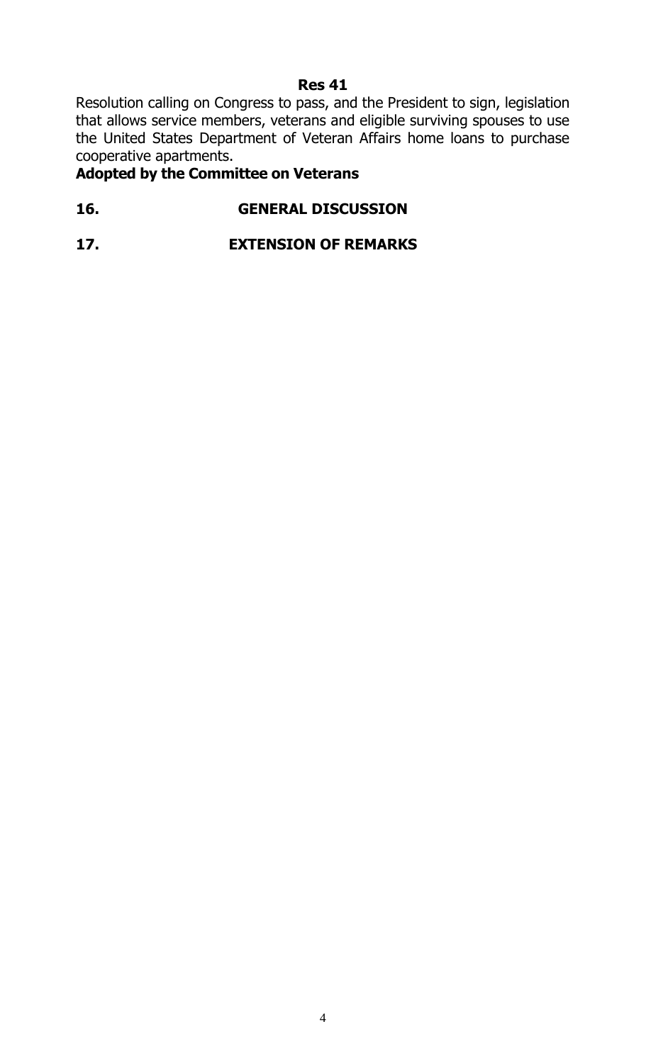**Res 41**

Resolution calling on Congress to pass, and the President to sign, legislation that allows service members, veterans and eligible surviving spouses to use the United States Department of Veteran Affairs home loans to purchase cooperative apartments.

**Adopted by the Committee on Veterans**

**16. GENERAL DISCUSSION**

**17. EXTENSION OF REMARKS**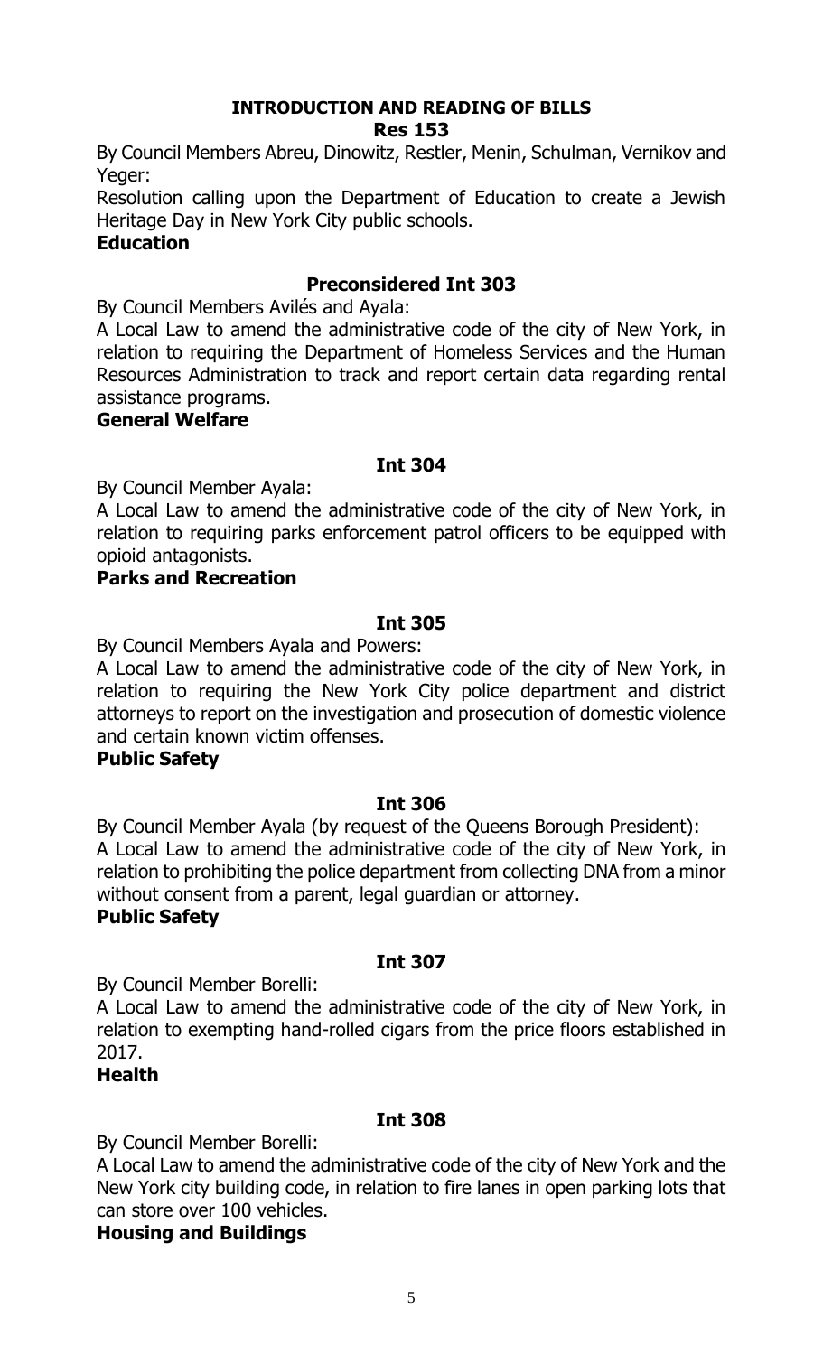## INTRODUCTION AND READING OF BILLS

### Res 153

By Council Members Abreu, Dinowitz, Restler, Menin, Schulman, Vernikov and Yeger:

Resolution calling upon the Department of Education to create a Jewish Heritage Day in New York City public schools.

**Education**

### Preconsidered Int 303

By Council Members Avilés and Ayala:

A Local Law to amend the administrative code of the city of New York, in relation to requiring the Department of Homeless Services and the Human Resources Administration to track and report certain data regarding rental assistance programs.

**General Welfare**

### Int 304

By Council Member Ayala:

A Local Law to amend the administrative code of the city of New York, in relation to requiring parks enforcement patrol officers to be equipped with opioid antagonists.

**Parks and Recreation**

### Int 305

By Council Members Ayala and Powers:

A Local Law to amend the administrative code of the city of New York, in relation to requiring the New York City police department and district attorneys to report on the investigation and prosecution of domestic violence and certain known victim offenses.

**Public Safety**

### Int 306

By Council Member Ayala (by request of the Queens Borough President):

A Local Law to amend the administrative code of the city of New York, in relation to prohibiting the police department from collecting DNA from a minor without consent from a parent, legal guardian or attorney.

**Public Safety**

### Int 307

By Council Member Borelli:

A Local Law to amend the administrative code of the city of New York, in relation to exempting hand-rolled cigars from the price floors established in 2017.

**Health**

### Int 308

By Council Member Borelli:

A Local Law to amend the administrative code of the city of New York and the New York city building code, in relation to fire lanes in open parking lots that can store over 100 vehicles.

**Housing and Buildings**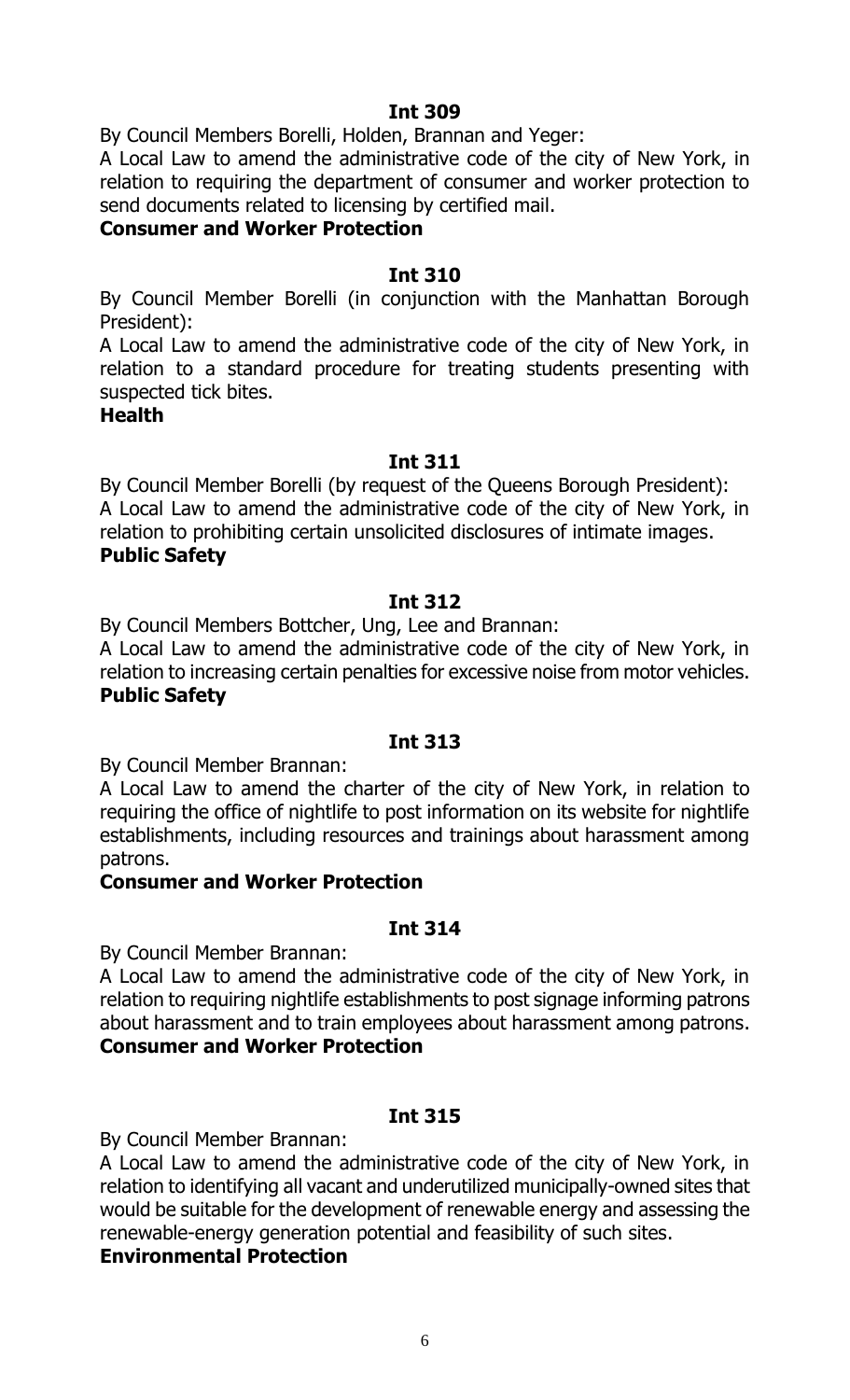**Int 309**

By Council Members Borelli, Holden, Brannan and Yeger:

A Local Law to amend the administrative code of the city of New York, in relation to requiring the department of consumer and worker protection to send documents related to licensing by certified mail.

**Consumer and Worker Protection**

**Int 310**

By Council Member Borelli (in conjunction with the Manhattan Borough President):

A Local Law to amend the administrative code of the city of New York, in relation to a standard procedure for treating students presenting with suspected tick bites.

**Health**

**Int 311**

By Council Member Borelli (by request of the Queens Borough President):

A Local Law to amend the administrative code of the city of New York, in relation to prohibiting certain unsolicited disclosures of intimate images.

**Public Safety**

**Int 312**

By Council Members Bottcher, Ung, Lee and Brannan:

A Local Law to amend the administrative code of the city of New York, in relation to increasing certain penalties for excessive noise from motor vehicles.

**Public Safety**

**Int 313**

By Council Member Brannan:

A Local Law to amend the charter of the city of New York, in relation to requiring the office of nightlife to post information on its website for nightlife establishments, including resources and trainings about harassment among patrons.

**Consumer and Worker Protection**

**Int 314**

By Council Member Brannan:

A Local Law to amend the administrative code of the city of New York, in relation to requiring nightlife establishments to post signage informing patrons about harassment and to train employees about harassment among patrons.

**Consumer and Worker Protection**

**Int 315**

By Council Member Brannan:

A Local Law to amend the administrative code of the city of New York, in relation to identifying all vacant and underutilized municipally-owned sites that would be suitable for the development of renewable energy and assessing the renewable-energy generation potential and feasibility of such sites.

**Environmental Protection**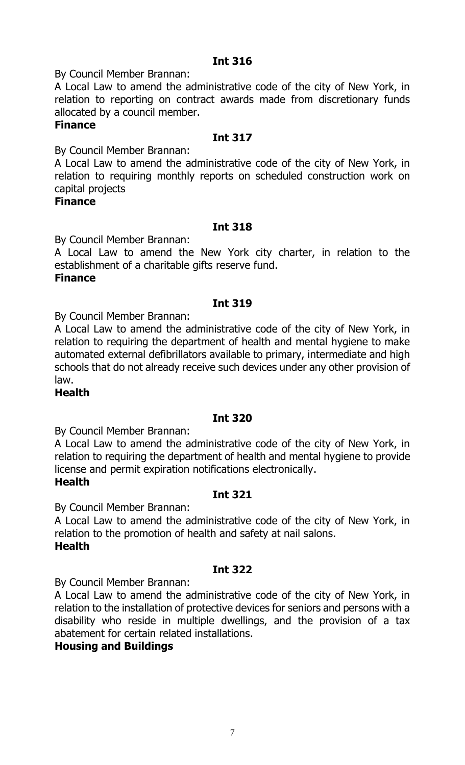**Int 316**

By Council Member Brannan:

A Local Law to amend the administrative code of the city of New York, in relation to reporting on contract awards made from discretionary funds allocated by a council member.

**Finance**

**Int 317**

By Council Member Brannan:

A Local Law to amend the administrative code of the city of New York, in relation to requiring monthly reports on scheduled construction work on capital projects

**Finance**

**Int 318**

By Council Member Brannan:

A Local Law to amend the New York city charter, in relation to the establishment of a charitable gifts reserve fund.

**Finance**

**Int 319**

By Council Member Brannan:

A Local Law to amend the administrative code of the city of New York, in relation to requiring the department of health and mental hygiene to make automated external defibrillators available to primary, intermediate and high schools that do not already receive such devices under any other provision of law.

**Health**

**Int 320**

By Council Member Brannan:

A Local Law to amend the administrative code of the city of New York, in relation to requiring the department of health and mental hygiene to provide license and permit expiration notifications electronically.

**Health**

**Int 321**

By Council Member Brannan:

A Local Law to amend the administrative code of the city of New York, in relation to the promotion of health and safety at nail salons.

**Health**

**Int 322**

By Council Member Brannan:

A Local Law to amend the administrative code of the city of New York, in relation to the installation of protective devices for seniors and persons with a disability who reside in multiple dwellings, and the provision of a tax abatement for certain related installations.

**Housing and Buildings**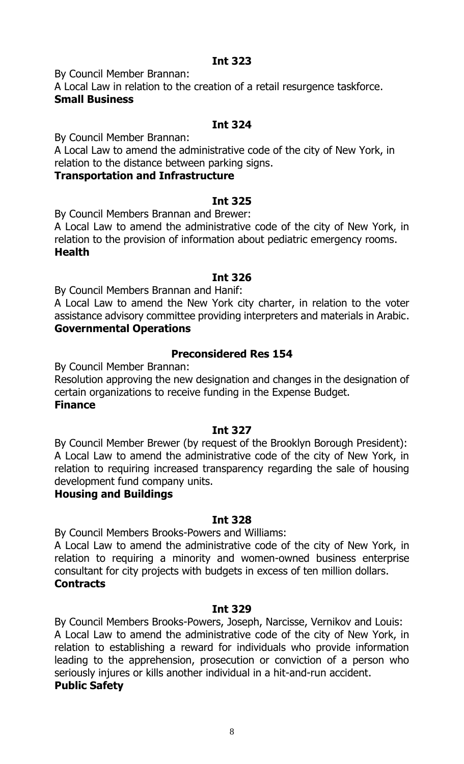**Int 323**

By Council Member Brannan:

A Local Law in relation to the creation of a retail resurgence taskforce.

**Small Business**

**Int 324**

By Council Member Brannan:

A Local Law to amend the administrative code of the city of New York, in relation to the distance between parking signs.

**Transportation and Infrastructure**

**Int 325**

By Council Members Brannan and Brewer:

A Local Law to amend the administrative code of the city of New York, in relation to the provision of information about pediatric emergency rooms.

**Health**

**Int 326**

By Council Members Brannan and Hanif:

A Local Law to amend the New York city charter, in relation to the voter assistance advisory committee providing interpreters and materials in Arabic.

**Governmental Operations**

**Preconsidered Res 154**

By Council Member Brannan:

Resolution approving the new designation and changes in the designation of certain organizations to receive funding in the Expense Budget.

**Finance**

**Int 327**

By Council Member Brewer (by request of the Brooklyn Borough President):

A Local Law to amend the administrative code of the city of New York, in relation to requiring increased transparency regarding the sale of housing development fund company units.

**Housing and Buildings**

**Int 328**

By Council Members Brooks-Powers and Williams:

A Local Law to amend the administrative code of the city of New York, in relation to requiring a minority and women-owned business enterprise consultant for city projects with budgets in excess of ten million dollars.

**Contracts**

**Int 329**

By Council Members Brooks-Powers, Joseph, Narcisse, Vernikov and Louis:

A Local Law to amend the administrative code of the city of New York, in relation to establishing a reward for individuals who provide information leading to the apprehension, prosecution or conviction of a person who seriously injures or kills another individual in a hit-and-run accident.

**Public Safety**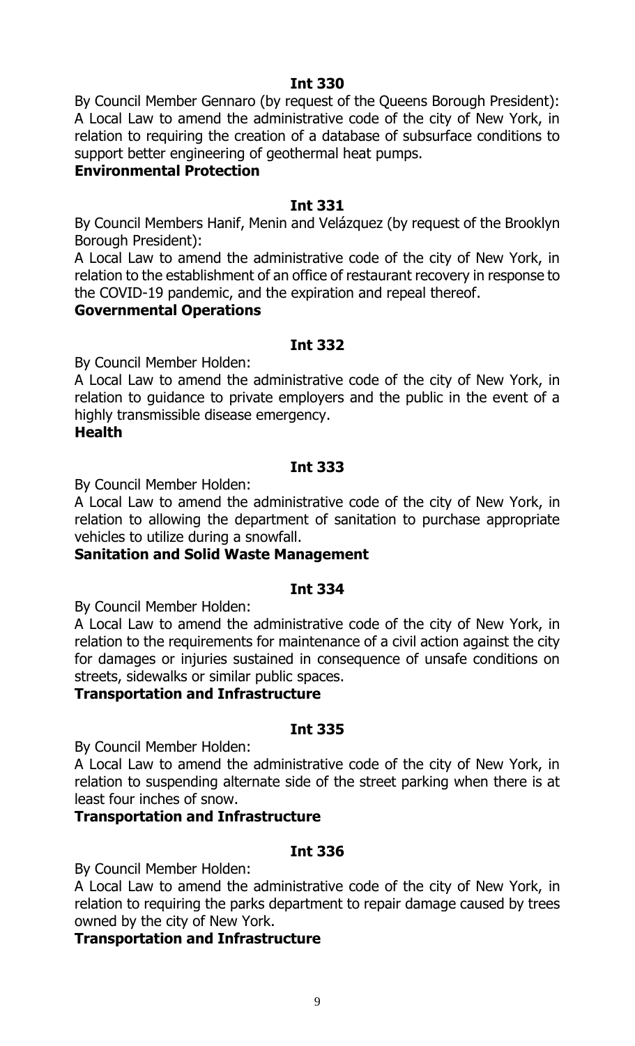**Int 330**

By Council Member Gennaro (by request of the Queens Borough President): A Local Law to amend the administrative code of the city of New York, in relation to requiring the creation of a database of subsurface conditions to support better engineering of geothermal heat pumps.

**Environmental Protection**

**Int 331**

By Council Members Hanif, Menin and Velázquez (by request of the Brooklyn Borough President):

A Local Law to amend the administrative code of the city of New York, in relation to the establishment of an office of restaurant recovery in response to the COVID-19 pandemic, and the expiration and repeal thereof.

**Governmental Operations**

**Int 332**

By Council Member Holden:

A Local Law to amend the administrative code of the city of New York, in relation to guidance to private employers and the public in the event of a highly transmissible disease emergency.

**Health**

**Int 333**

By Council Member Holden:

A Local Law to amend the administrative code of the city of New York, in relation to allowing the department of sanitation to purchase appropriate vehicles to utilize during a snowfall.

**Sanitation and Solid Waste Management**

**Int 334**

By Council Member Holden:

A Local Law to amend the administrative code of the city of New York, in relation to the requirements for maintenance of a civil action against the city for damages or injuries sustained in consequence of unsafe conditions on streets, sidewalks or similar public spaces.

**Transportation and Infrastructure**

**Int 335**

By Council Member Holden:

A Local Law to amend the administrative code of the city of New York, in relation to suspending alternate side of the street parking when there is at least four inches of snow.

**Transportation and Infrastructure**

**Int 336**

By Council Member Holden:

A Local Law to amend the administrative code of the city of New York, in relation to requiring the parks department to repair damage caused by trees owned by the city of New York.

**Transportation and Infrastructure**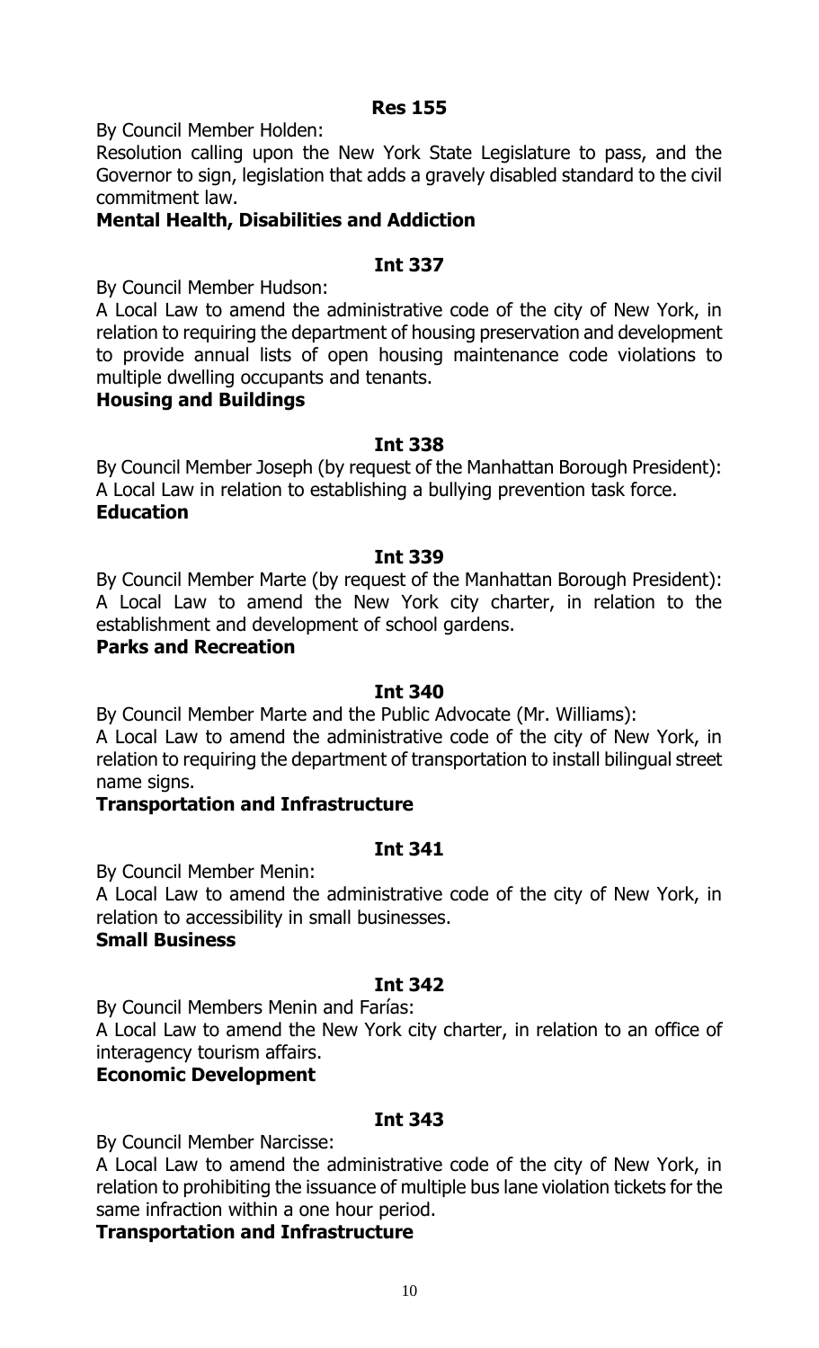**Res 155**

By Council Member Holden:

Resolution calling upon the New York State Legislature to pass, and the Governor to sign, legislation that adds a gravely disabled standard to the civil commitment law.

**Mental Health, Disabilities and Addiction**

**Int 337**

By Council Member Hudson:

A Local Law to amend the administrative code of the city of New York, in relation to requiring the department of housing preservation and development to provide annual lists of open housing maintenance code violations to multiple dwelling occupants and tenants.

**Housing and Buildings**

**Int 338**

By Council Member Joseph (by request of the Manhattan Borough President):

A Local Law in relation to establishing a bullying prevention task force.

**Education**

**Int 339**

By Council Member Marte (by request of the Manhattan Borough President):

A Local Law to amend the New York city charter, in relation to the establishment and development of school gardens.

**Parks and Recreation**

**Int 340**

By Council Member Marte and the Public Advocate (Mr. Williams):

A Local Law to amend the administrative code of the city of New York, in relation to requiring the department of transportation to install bilingual street name signs.

**Transportation and Infrastructure**

**Int 341**

By Council Member Menin:

A Local Law to amend the administrative code of the city of New York, in relation to accessibility in small businesses.

**Small Business**

**Int 342**

By Council Members Menin and Farías:

A Local Law to amend the New York city charter, in relation to an office of interagency tourism affairs.

**Economic Development**

**Int 343**

By Council Member Narcisse:

A Local Law to amend the administrative code of the city of New York, in relation to prohibiting the issuance of multiple bus lane violation tickets for the same infraction within a one hour period.

**Transportation and Infrastructure**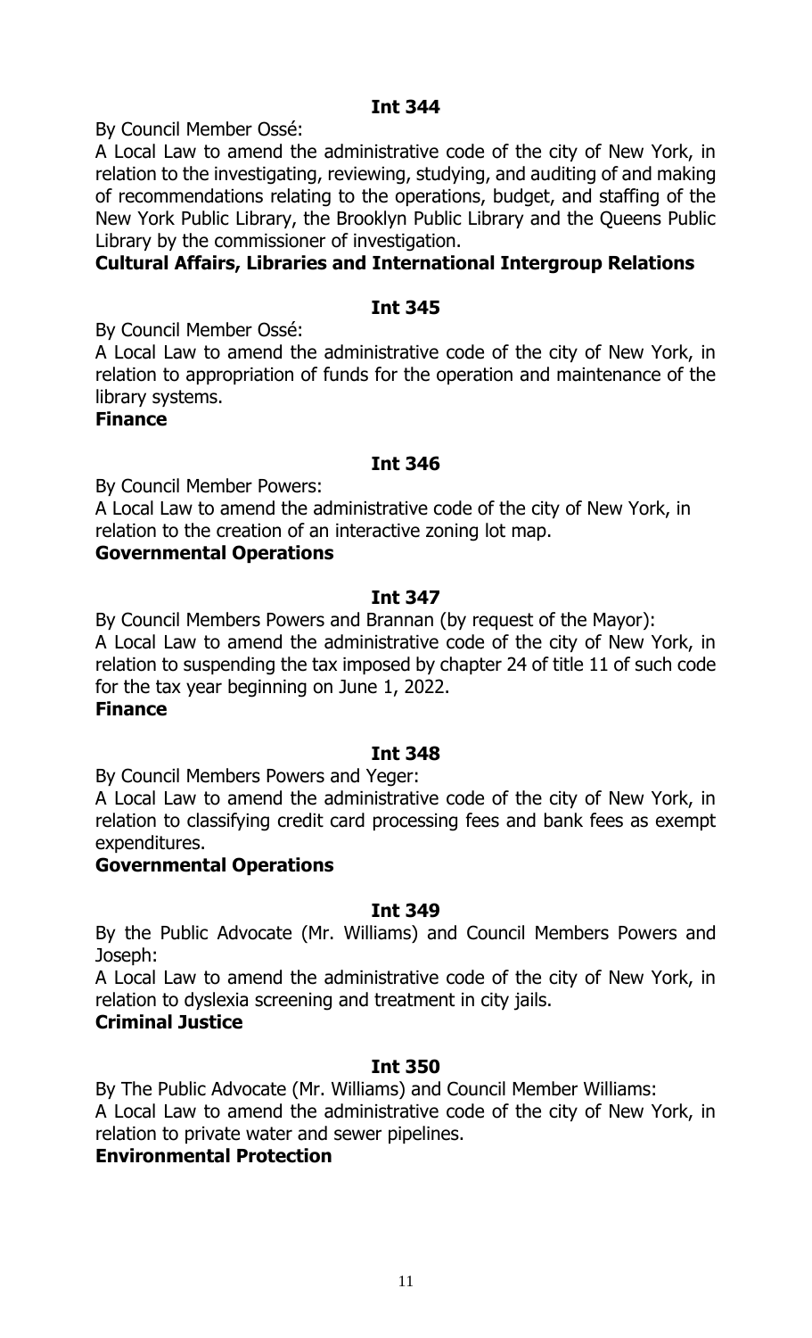**Int 344**

By Council Member Ossé:

A Local Law to amend the administrative code of the city of New York, in relation to the investigating, reviewing, studying, and auditing of and making of recommendations relating to the operations, budget, and staffing of the New York Public Library, the Brooklyn Public Library and the Queens Public Library by the commissioner of investigation.

**Cultural Affairs, Libraries and International Intergroup Relations**

**Int 345**

By Council Member Ossé:

A Local Law to amend the administrative code of the city of New York, in relation to appropriation of funds for the operation and maintenance of the library systems.

**Finance**

**Int 346**

By Council Member Powers:

A Local Law to amend the administrative code of the city of New York, in relation to the creation of an interactive zoning lot map.

**Governmental Operations**

**Int 347**

By Council Members Powers and Brannan (by request of the Mayor):

A Local Law to amend the administrative code of the city of New York, in relation to suspending the tax imposed by chapter 24 of title 11 of such code for the tax year beginning on June 1, 2022.

**Finance**

**Int 348**

By Council Members Powers and Yeger:

A Local Law to amend the administrative code of the city of New York, in relation to classifying credit card processing fees and bank fees as exempt expenditures.

**Governmental Operations**

**Int 349**

By the Public Advocate (Mr. Williams) and Council Members Powers and Joseph:

A Local Law to amend the administrative code of the city of New York, in relation to dyslexia screening and treatment in city jails.

**Criminal Justice**

**Int 350**

By The Public Advocate (Mr. Williams) and Council Member Williams:

A Local Law to amend the administrative code of the city of New York, in relation to private water and sewer pipelines.

**Environmental Protection**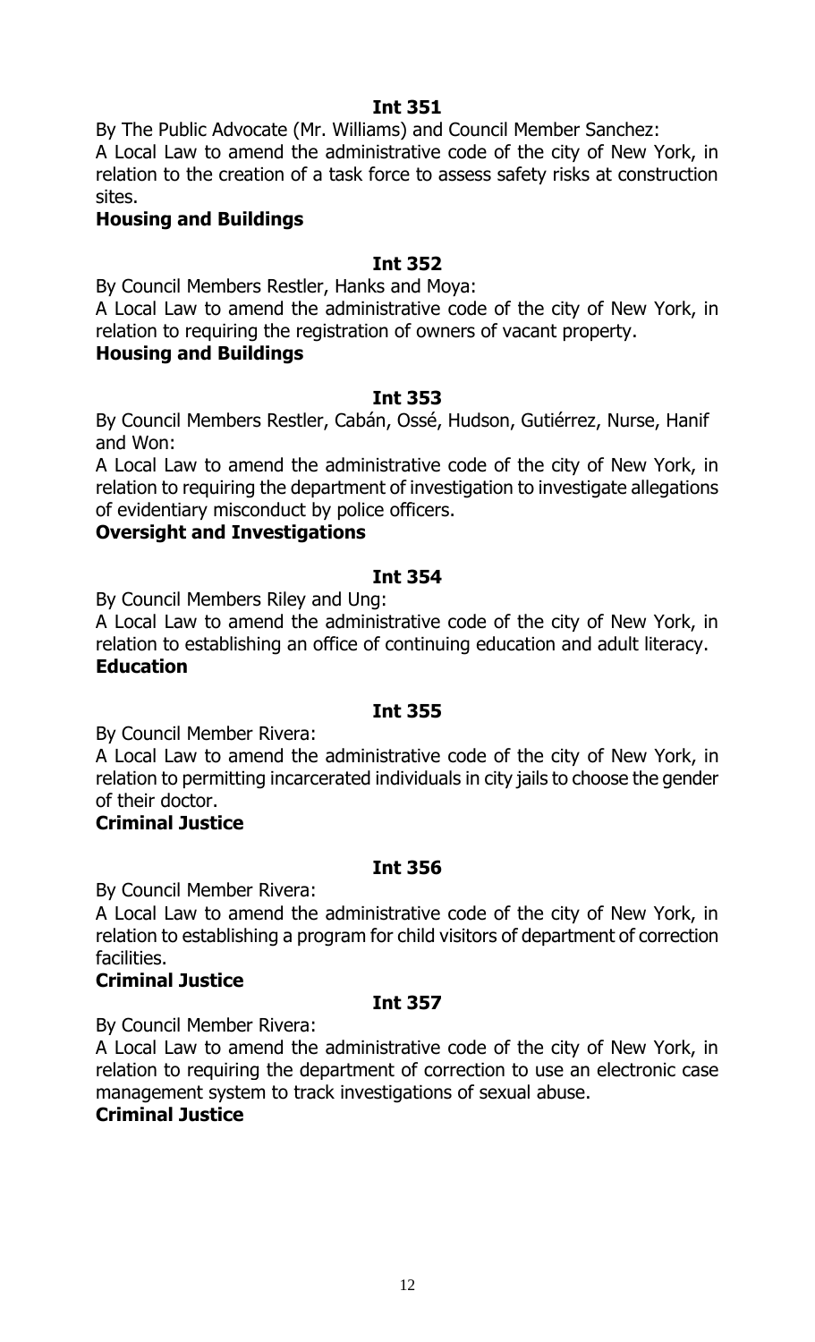**Int 351**

By The Public Advocate (Mr. Williams) and Council Member Sanchez:
A Local Law to amend the administrative code of the city of New York, in relation to the creation of a task force to assess safety risks at construction sites.
**Housing and Buildings**

**Int 352**

By Council Members Restler, Hanks and Moya:
A Local Law to amend the administrative code of the city of New York, in relation to requiring the registration of owners of vacant property.
**Housing and Buildings**

**Int 353**

By Council Members Restler, Cabán, Ossé, Hudson, Gutiérrez, Nurse, Hanif and Won:
A Local Law to amend the administrative code of the city of New York, in relation to requiring the department of investigation to investigate allegations of evidentiary misconduct by police officers.
**Oversight and Investigations**

**Int 354**

By Council Members Riley and Ung:
A Local Law to amend the administrative code of the city of New York, in relation to establishing an office of continuing education and adult literacy.
**Education**

**Int 355**

By Council Member Rivera:
A Local Law to amend the administrative code of the city of New York, in relation to permitting incarcerated individuals in city jails to choose the gender of their doctor.
**Criminal Justice**

**Int 356**

By Council Member Rivera:
A Local Law to amend the administrative code of the city of New York, in relation to establishing a program for child visitors of department of correction facilities.
**Criminal Justice**

**Int 357**

By Council Member Rivera:
A Local Law to amend the administrative code of the city of New York, in relation to requiring the department of correction to use an electronic case management system to track investigations of sexual abuse.
**Criminal Justice**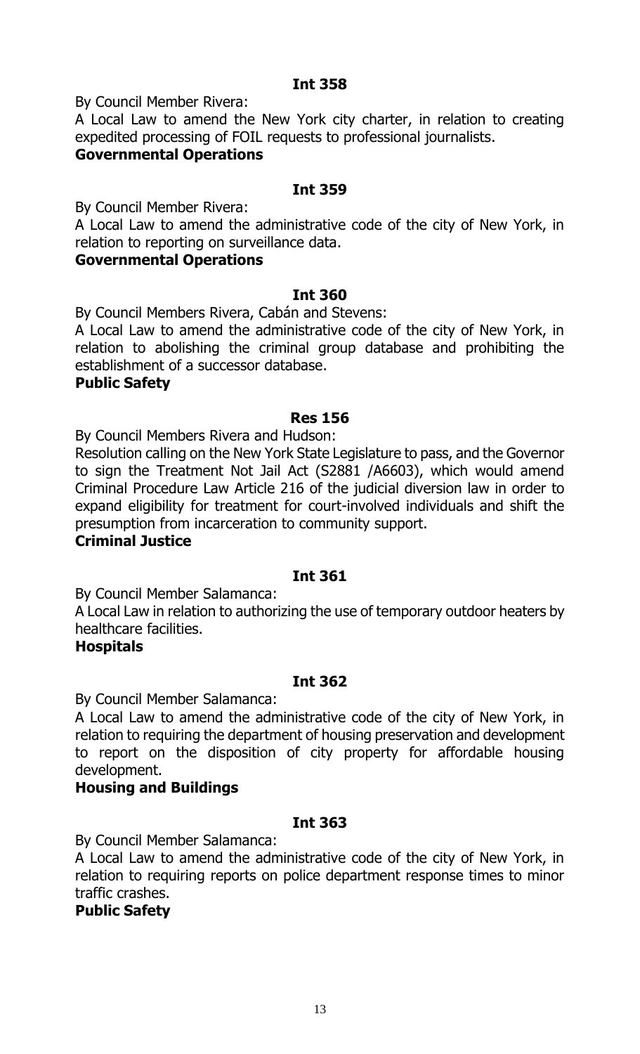**Int 358**

By Council Member Rivera:

A Local Law to amend the New York city charter, in relation to creating expedited processing of FOIL requests to professional journalists.

**Governmental Operations**

**Int 359**

By Council Member Rivera:

A Local Law to amend the administrative code of the city of New York, in relation to reporting on surveillance data.

**Governmental Operations**

**Int 360**

By Council Members Rivera, Cabán and Stevens:

A Local Law to amend the administrative code of the city of New York, in relation to abolishing the criminal group database and prohibiting the establishment of a successor database.

**Public Safety**

**Res 156**

By Council Members Rivera and Hudson:

Resolution calling on the New York State Legislature to pass, and the Governor to sign the Treatment Not Jail Act (S2881 /A6603), which would amend Criminal Procedure Law Article 216 of the judicial diversion law in order to expand eligibility for treatment for court-involved individuals and shift the presumption from incarceration to community support.

**Criminal Justice**

**Int 361**

By Council Member Salamanca:

A Local Law in relation to authorizing the use of temporary outdoor heaters by healthcare facilities.

**Hospitals**

**Int 362**

By Council Member Salamanca:

A Local Law to amend the administrative code of the city of New York, in relation to requiring the department of housing preservation and development to report on the disposition of city property for affordable housing development.

**Housing and Buildings**

**Int 363**

By Council Member Salamanca:

A Local Law to amend the administrative code of the city of New York, in relation to requiring reports on police department response times to minor traffic crashes.

**Public Safety**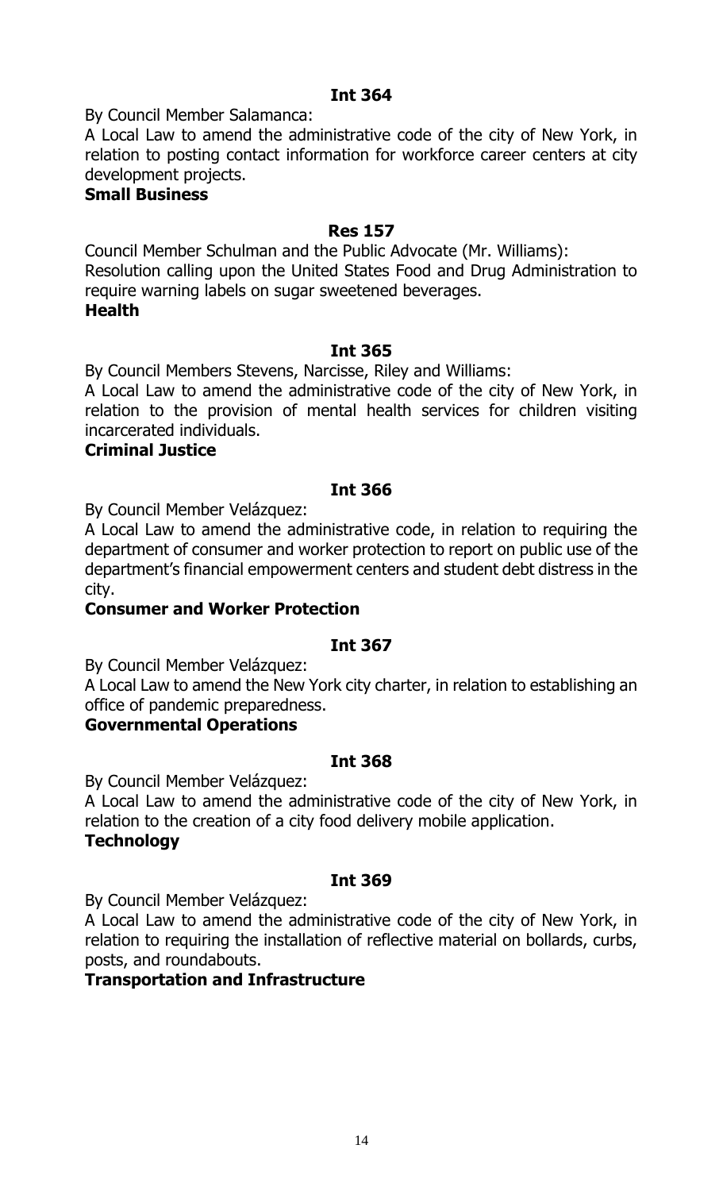**Int 364**

By Council Member Salamanca:

A Local Law to amend the administrative code of the city of New York, in relation to posting contact information for workforce career centers at city development projects.

**Small Business**

**Res 157**

Council Member Schulman and the Public Advocate (Mr. Williams):

Resolution calling upon the United States Food and Drug Administration to require warning labels on sugar sweetened beverages.

**Health**

**Int 365**

By Council Members Stevens, Narcisse, Riley and Williams:

A Local Law to amend the administrative code of the city of New York, in relation to the provision of mental health services for children visiting incarcerated individuals.

**Criminal Justice**

**Int 366**

By Council Member Velázquez:

A Local Law to amend the administrative code, in relation to requiring the department of consumer and worker protection to report on public use of the department's financial empowerment centers and student debt distress in the city.

**Consumer and Worker Protection**

**Int 367**

By Council Member Velázquez:

A Local Law to amend the New York city charter, in relation to establishing an office of pandemic preparedness.

**Governmental Operations**

**Int 368**

By Council Member Velázquez:

A Local Law to amend the administrative code of the city of New York, in relation to the creation of a city food delivery mobile application.

**Technology**

**Int 369**

By Council Member Velázquez:

A Local Law to amend the administrative code of the city of New York, in relation to requiring the installation of reflective material on bollards, curbs, posts, and roundabouts.

**Transportation and Infrastructure**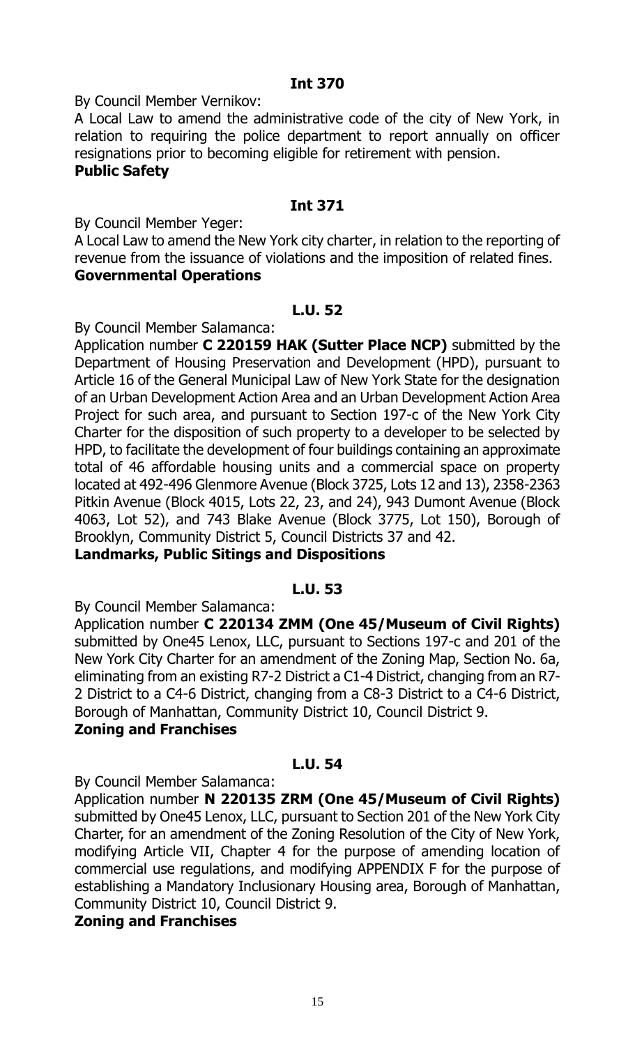**Int 370**

By Council Member Vernikov:

A Local Law to amend the administrative code of the city of New York, in relation to requiring the police department to report annually on officer resignations prior to becoming eligible for retirement with pension.

**Public Safety**

**Int 371**

By Council Member Yeger:

A Local Law to amend the New York city charter, in relation to the reporting of revenue from the issuance of violations and the imposition of related fines.

**Governmental Operations**

**L.U. 52**

By Council Member Salamanca:

Application number **C 220159 HAK (Sutter Place NCP)** submitted by the Department of Housing Preservation and Development (HPD), pursuant to Article 16 of the General Municipal Law of New York State for the designation of an Urban Development Action Area and an Urban Development Action Area Project for such area, and pursuant to Section 197-c of the New York City Charter for the disposition of such property to a developer to be selected by HPD, to facilitate the development of four buildings containing an approximate total of 46 affordable housing units and a commercial space on property located at 492-496 Glenmore Avenue (Block 3725, Lots 12 and 13), 2358-2363 Pitkin Avenue (Block 4015, Lots 22, 23, and 24), 943 Dumont Avenue (Block 4063, Lot 52), and 743 Blake Avenue (Block 3775, Lot 150), Borough of Brooklyn, Community District 5, Council Districts 37 and 42.

**Landmarks, Public Sitings and Dispositions**

**L.U. 53**

By Council Member Salamanca:

Application number **C 220134 ZMM (One 45/Museum of Civil Rights)** submitted by One45 Lenox, LLC, pursuant to Sections 197-c and 201 of the New York City Charter for an amendment of the Zoning Map, Section No. 6a, eliminating from an existing R7-2 District a C1-4 District, changing from an R7-2 District to a C4-6 District, changing from a C8-3 District to a C4-6 District, Borough of Manhattan, Community District 10, Council District 9.

**Zoning and Franchises**

**L.U. 54**

By Council Member Salamanca:

Application number **N 220135 ZRM (One 45/Museum of Civil Rights)** submitted by One45 Lenox, LLC, pursuant to Section 201 of the New York City Charter, for an amendment of the Zoning Resolution of the City of New York, modifying Article VII, Chapter 4 for the purpose of amending location of commercial use regulations, and modifying APPENDIX F for the purpose of establishing a Mandatory Inclusionary Housing area, Borough of Manhattan, Community District 10, Council District 9.

**Zoning and Franchises**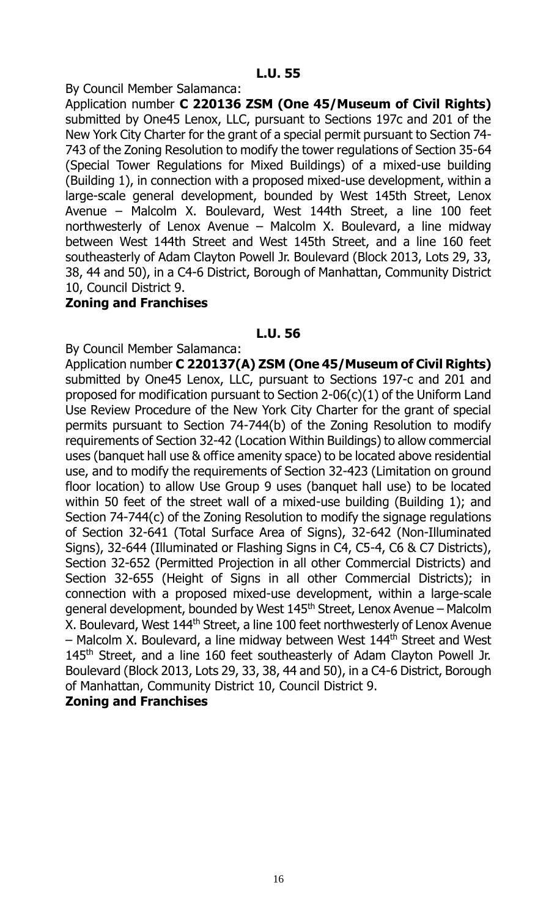**L.U. 55**

By Council Member Salamanca:

Application number **C 220136 ZSM (One 45/Museum of Civil Rights)** submitted by One45 Lenox, LLC, pursuant to Sections 197c and 201 of the New York City Charter for the grant of a special permit pursuant to Section 74-743 of the Zoning Resolution to modify the tower regulations of Section 35-64 (Special Tower Regulations for Mixed Buildings) of a mixed-use building (Building 1), in connection with a proposed mixed-use development, within a large-scale general development, bounded by West 145th Street, Lenox Avenue – Malcolm X. Boulevard, West 144th Street, a line 100 feet northwesterly of Lenox Avenue – Malcolm X. Boulevard, a line midway between West 144th Street and West 145th Street, and a line 160 feet southeasterly of Adam Clayton Powell Jr. Boulevard (Block 2013, Lots 29, 33, 38, 44 and 50), in a C4-6 District, Borough of Manhattan, Community District 10, Council District 9.

**Zoning and Franchises**

**L.U. 56**

By Council Member Salamanca:

Application number **C 220137(A) ZSM (One 45/Museum of Civil Rights)** submitted by One45 Lenox, LLC, pursuant to Sections 197-c and 201 and proposed for modification pursuant to Section 2-06(c)(1) of the Uniform Land Use Review Procedure of the New York City Charter for the grant of special permits pursuant to Section 74-744(b) of the Zoning Resolution to modify requirements of Section 32-42 (Location Within Buildings) to allow commercial uses (banquet hall use & office amenity space) to be located above residential use, and to modify the requirements of Section 32-423 (Limitation on ground floor location) to allow Use Group 9 uses (banquet hall use) to be located within 50 feet of the street wall of a mixed-use building (Building 1); and Section 74-744(c) of the Zoning Resolution to modify the signage regulations of Section 32-641 (Total Surface Area of Signs), 32-642 (Non-Illuminated Signs), 32-644 (Illuminated or Flashing Signs in C4, C5-4, C6 & C7 Districts), Section 32-652 (Permitted Projection in all other Commercial Districts) and Section 32-655 (Height of Signs in all other Commercial Districts); in connection with a proposed mixed-use development, within a large-scale general development, bounded by West 145th Street, Lenox Avenue – Malcolm X. Boulevard, West 144th Street, a line 100 feet northwesterly of Lenox Avenue – Malcolm X. Boulevard, a line midway between West 144th Street and West 145th Street, and a line 160 feet southeasterly of Adam Clayton Powell Jr. Boulevard (Block 2013, Lots 29, 33, 38, 44 and 50), in a C4-6 District, Borough of Manhattan, Community District 10, Council District 9.

**Zoning and Franchises**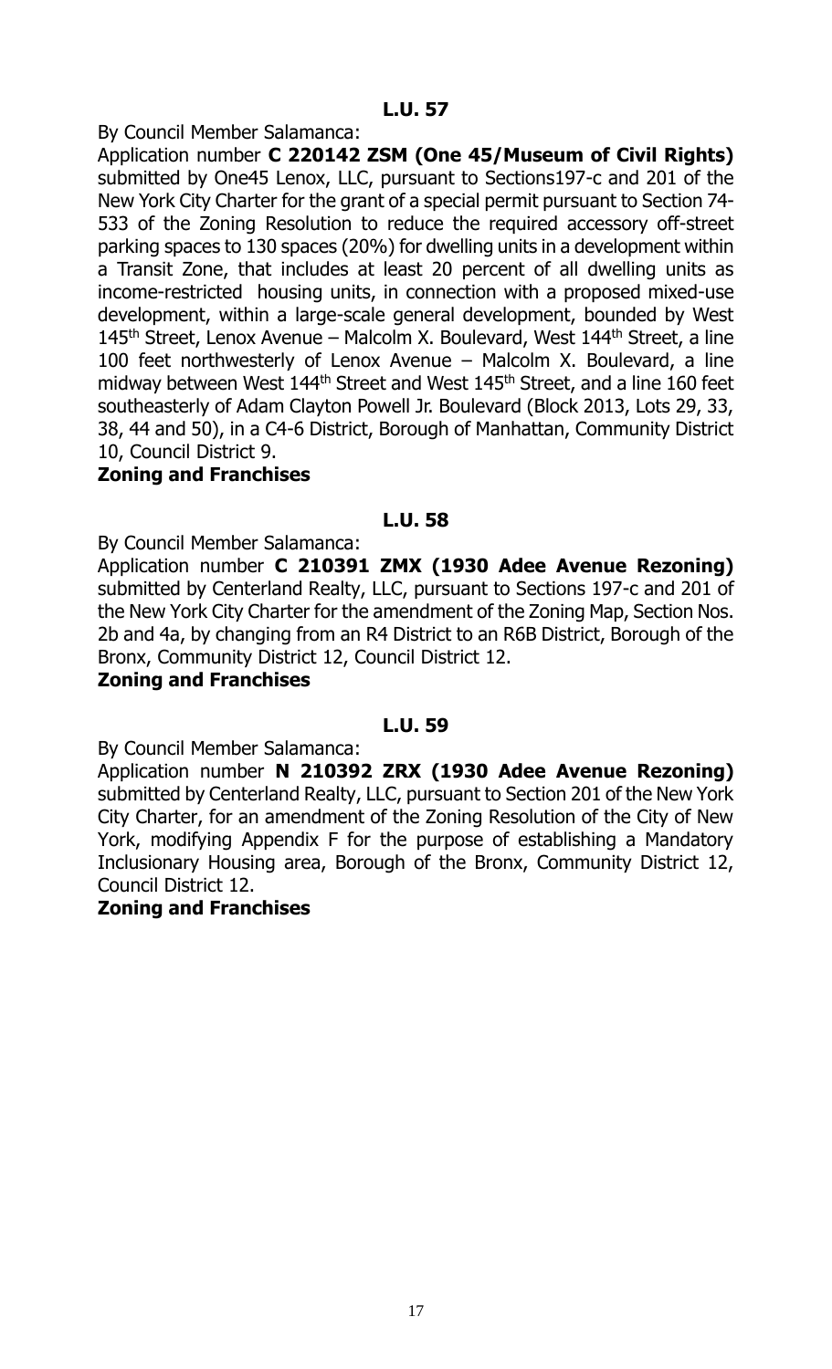## L.U. 57

By Council Member Salamanca:

Application number **C 220142 ZSM (One 45/Museum of Civil Rights)** submitted by One45 Lenox, LLC, pursuant to Sections197-c and 201 of the New York City Charter for the grant of a special permit pursuant to Section 74-533 of the Zoning Resolution to reduce the required accessory off-street parking spaces to 130 spaces (20%) for dwelling units in a development within a Transit Zone, that includes at least 20 percent of all dwelling units as income-restricted housing units, in connection with a proposed mixed-use development, within a large-scale general development, bounded by West 145th Street, Lenox Avenue – Malcolm X. Boulevard, West 144th Street, a line 100 feet northwesterly of Lenox Avenue – Malcolm X. Boulevard, a line midway between West 144th Street and West 145th Street, and a line 160 feet southeasterly of Adam Clayton Powell Jr. Boulevard (Block 2013, Lots 29, 33, 38, 44 and 50), in a C4-6 District, Borough of Manhattan, Community District 10, Council District 9.

**Zoning and Franchises**

## L.U. 58

By Council Member Salamanca:

Application number **C 210391 ZMX (1930 Adee Avenue Rezoning)** submitted by Centerland Realty, LLC, pursuant to Sections 197-c and 201 of the New York City Charter for the amendment of the Zoning Map, Section Nos. 2b and 4a, by changing from an R4 District to an R6B District, Borough of the Bronx, Community District 12, Council District 12.

**Zoning and Franchises**

## L.U. 59

By Council Member Salamanca:

Application number **N 210392 ZRX (1930 Adee Avenue Rezoning)** submitted by Centerland Realty, LLC, pursuant to Section 201 of the New York City Charter, for an amendment of the Zoning Resolution of the City of New York, modifying Appendix F for the purpose of establishing a Mandatory Inclusionary Housing area, Borough of the Bronx, Community District 12, Council District 12.

**Zoning and Franchises**